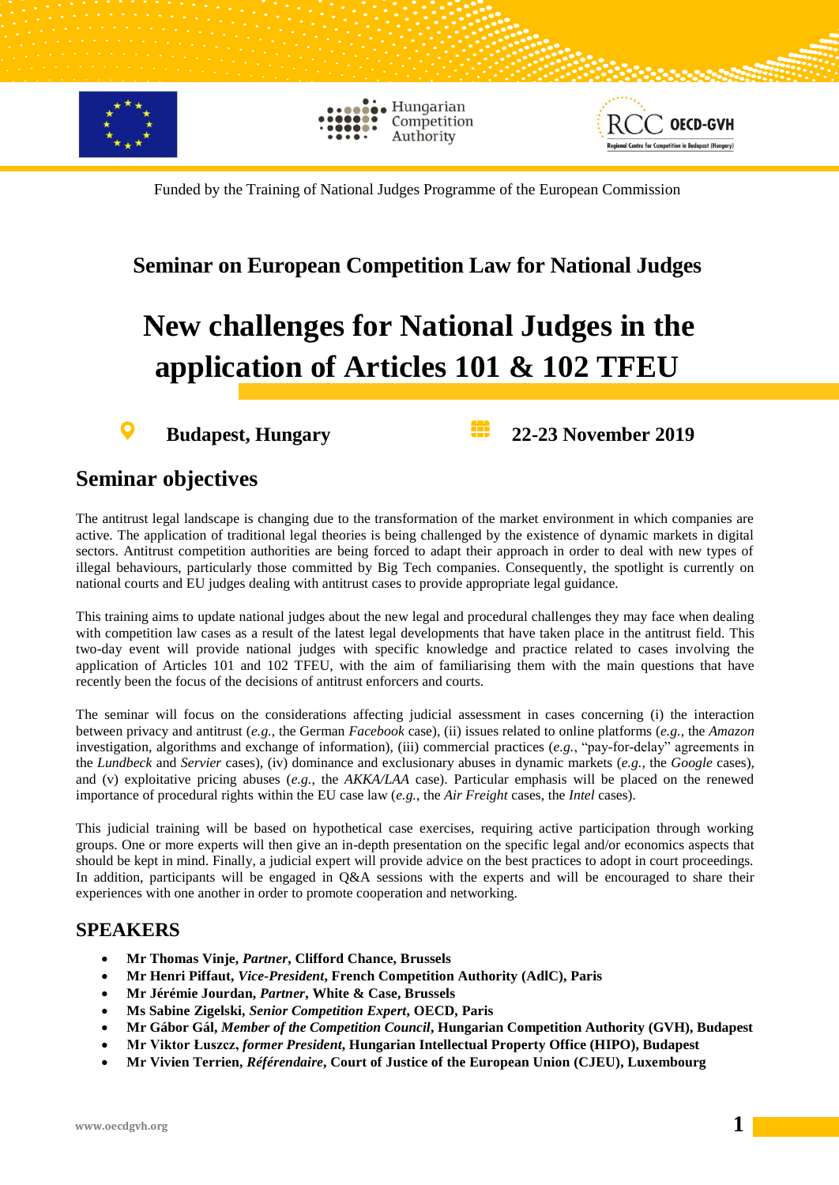Funded by the Training of National Judges Programme of the European Commission

## Seminar on European Competition Law for National Judges

# New challenges for National Judges in the application of Articles 101 & 102 TFEU

**Budapest, Hungary** **22-23 November 2019**

## Seminar objectives

The antitrust legal landscape is changing due to the transformation of the market environment in which companies are active. The application of traditional legal theories is being challenged by the existence of dynamic markets in digital sectors. Antitrust competition authorities are being forced to adapt their approach in order to deal with new types of illegal behaviours, particularly those committed by Big Tech companies. Consequently, the spotlight is currently on national courts and EU judges dealing with antitrust cases to provide appropriate legal guidance.

This training aims to update national judges about the new legal and procedural challenges they may face when dealing with competition law cases as a result of the latest legal developments that have taken place in the antitrust field. This two-day event will provide national judges with specific knowledge and practice related to cases involving the application of Articles 101 and 102 TFEU, with the aim of familiarising them with the main questions that have recently been the focus of the decisions of antitrust enforcers and courts.

The seminar will focus on the considerations affecting judicial assessment in cases concerning (i) the interaction between privacy and antitrust (*e.g.*, the German *Facebook* case), (ii) issues related to online platforms (*e.g.*, the *Amazon* investigation, algorithms and exchange of information), (iii) commercial practices (*e.g.*, "pay-for-delay" agreements in the *Lundbeck* and *Servier* cases), (iv) dominance and exclusionary abuses in dynamic markets (*e.g.*, the *Google* cases), and (v) exploitative pricing abuses (*e.g.*, the *AKKA/LAA* case). Particular emphasis will be placed on the renewed importance of procedural rights within the EU case law (*e.g.*, the *Air Freight* cases, the *Intel* cases).

This judicial training will be based on hypothetical case exercises, requiring active participation through working groups. One or more experts will then give an in-depth presentation on the specific legal and/or economics aspects that should be kept in mind. Finally, a judicial expert will provide advice on the best practices to adopt in court proceedings. In addition, participants will be engaged in Q&A sessions with the experts and will be encouraged to share their experiences with one another in order to promote cooperation and networking.

## SPEAKERS

- **Mr Thomas Vinje, *Partner*, Clifford Chance, Brussels**
- **Mr Henri Piffaut, *Vice-President*, French Competition Authority (AdlC), Paris**
- **Mr Jérémie Jourdan, *Partner*, White & Case, Brussels**
- **Ms Sabine Zigelski, *Senior Competition Expert*, OECD, Paris**
- **Mr Gábor Gál, *Member of the Competition Council*, Hungarian Competition Authority (GVH), Budapest**
- **Mr Viktor Łuszcz, *former President*, Hungarian Intellectual Property Office (HIPO), Budapest**
- **Mr Vivien Terrien, *Référendaire*, Court of Justice of the European Union (CJEU), Luxembourg**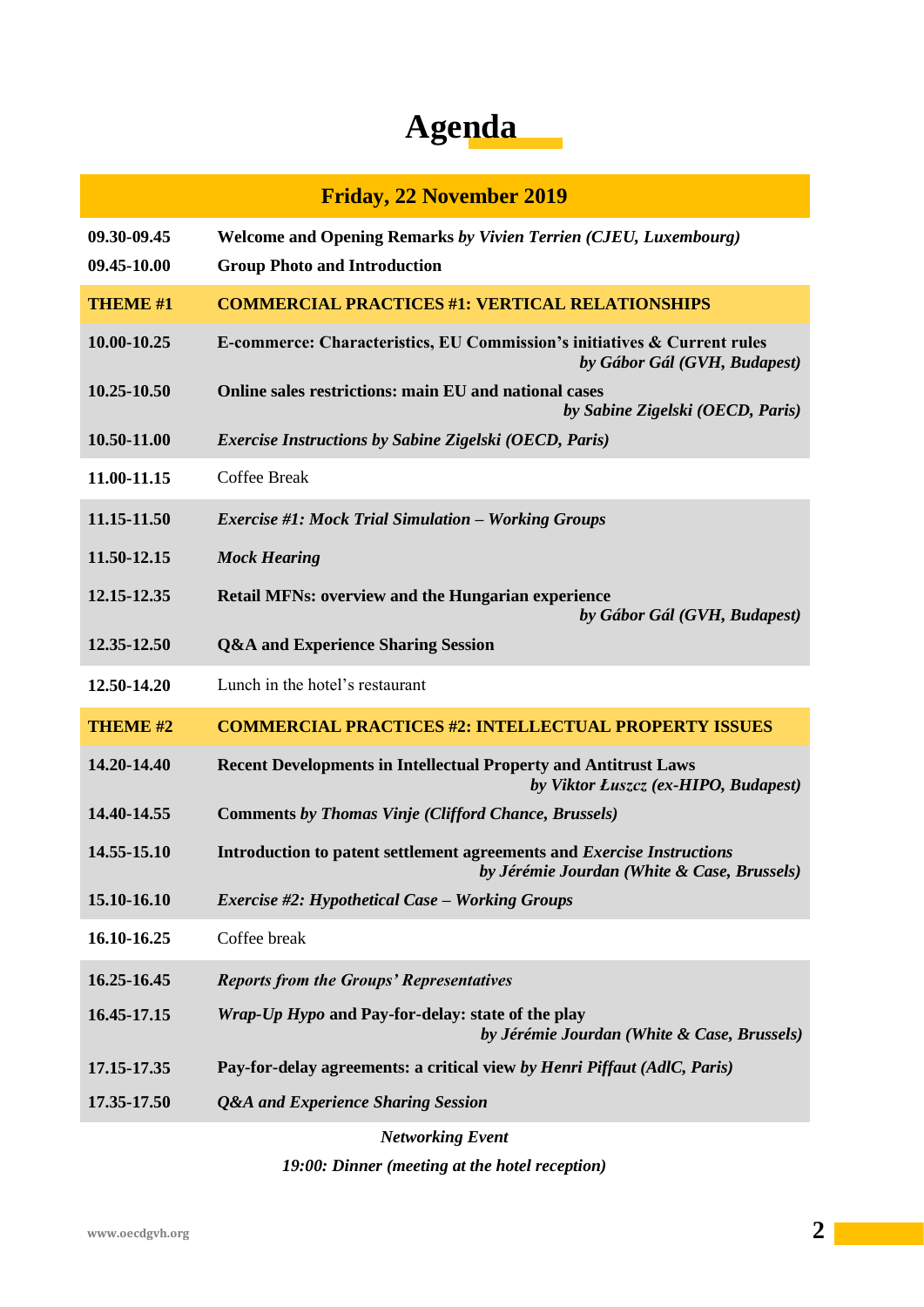# Agenda

| Friday, 22 November 2019 | |
|---|---|
| **09.30-09.45** | **Welcome and Opening Remarks** ***by Vivien Terrien (CJEU, Luxembourg)*** |
| **09.45-10.00** | **Group Photo and Introduction** |
| **THEME #1** | **COMMERCIAL PRACTICES #1: VERTICAL RELATIONSHIPS** |
| **10.00-10.25** | **E-commerce: Characteristics, EU Commission's initiatives & Current rules** ***by Gábor Gál (GVH, Budapest)*** |
| **10.25-10.50** | **Online sales restrictions: main EU and national cases** ***by Sabine Zigelski (OECD, Paris)*** |
| **10.50-11.00** | ***Exercise Instructions by Sabine Zigelski (OECD, Paris)*** |
| **11.00-11.15** | Coffee Break |
| **11.15-11.50** | ***Exercise #1: Mock Trial Simulation – Working Groups*** |
| **11.50-12.15** | ***Mock Hearing*** |
| **12.15-12.35** | **Retail MFNs: overview and the Hungarian experience** ***by Gábor Gál (GVH, Budapest)*** |
| **12.35-12.50** | **Q&A and Experience Sharing Session** |
| **12.50-14.20** | Lunch in the hotel's restaurant |
| **THEME #2** | **COMMERCIAL PRACTICES #2: INTELLECTUAL PROPERTY ISSUES** |
| **14.20-14.40** | **Recent Developments in Intellectual Property and Antitrust Laws** ***by Viktor Łuszcz (ex-HIPO, Budapest)*** |
| **14.40-14.55** | **Comments** ***by Thomas Vinje (Clifford Chance, Brussels)*** |
| **14.55-15.10** | **Introduction to patent settlement agreements and** ***Exercise Instructions*** ***by Jérémie Jourdan (White & Case, Brussels)*** |
| **15.10-16.10** | ***Exercise #2: Hypothetical Case – Working Groups*** |
| **16.10-16.25** | Coffee break |
| **16.25-16.45** | ***Reports from the Groups' Representatives*** |
| **16.45-17.15** | ***Wrap-Up Hypo*** **and Pay-for-delay: state of the play** ***by Jérémie Jourdan (White & Case, Brussels)*** |
| **17.15-17.35** | **Pay-for-delay agreements: a critical view** ***by Henri Piffaut (AdlC, Paris)*** |
| **17.35-17.50** | ***Q&A and Experience Sharing Session*** |

*Networking Event*

*19:00: Dinner (meeting at the hotel reception)*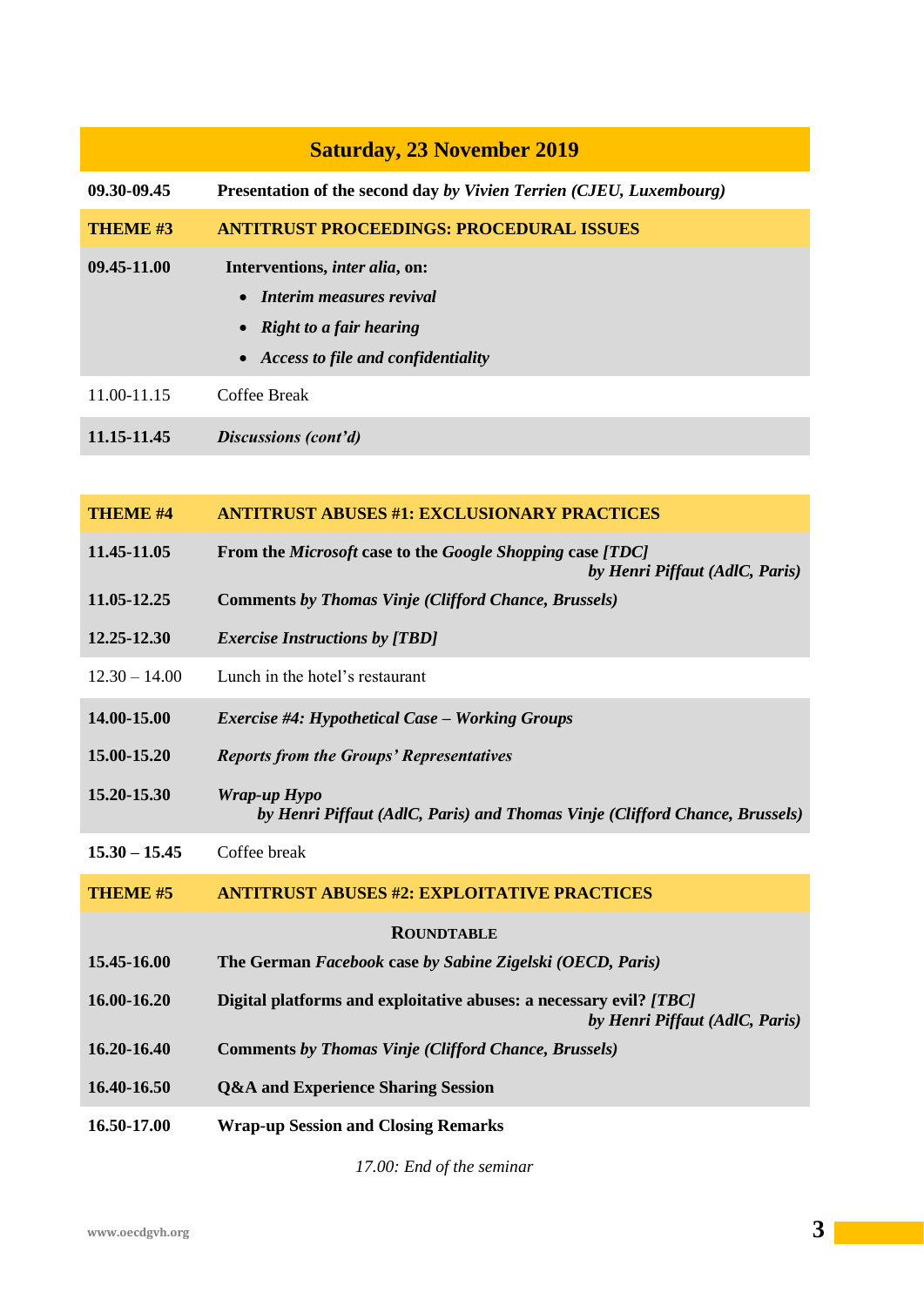| **Saturday, 23 November 2019** | |
|---|---|
| **09.30-09.45** | **Presentation of the second day** ***by Vivien Terrien (CJEU, Luxembourg)*** |
| **THEME #3** | **ANTITRUST PROCEEDINGS: PROCEDURAL ISSUES** |
| **09.45-11.00** | **Interventions,** ***inter alia*****, on:** <br> • ***Interim measures revival*** <br> • ***Right to a fair hearing*** <br> • ***Access to file and confidentiality*** |
| 11.00-11.15 | Coffee Break |
| **11.15-11.45** | ***Discussions (cont'd)*** |

| | |
|---|---|
| **THEME #4** | **ANTITRUST ABUSES #1: EXCLUSIONARY PRACTICES** |
| **11.45-11.05** | **From the** ***Microsoft*** **case to the** ***Google Shopping*** **case** ***[TDC]*** ***by Henri Piffaut (AdlC, Paris)*** |
| **11.05-12.25** | **Comments** ***by Thomas Vinje (Clifford Chance, Brussels)*** |
| **12.25-12.30** | ***Exercise Instructions by [TBD]*** |
| 12.30 – 14.00 | Lunch in the hotel's restaurant |
| **14.00-15.00** | ***Exercise #4: Hypothetical Case – Working Groups*** |
| **15.00-15.20** | ***Reports from the Groups' Representatives*** |
| **15.20-15.30** | ***Wrap-up Hypo*** ***by Henri Piffaut (AdlC, Paris) and Thomas Vinje (Clifford Chance, Brussels)*** |
| **15.30 – 15.45** | Coffee break |
| **THEME #5** | **ANTITRUST ABUSES #2: EXPLOITATIVE PRACTICES** |
| | **ROUNDTABLE** |
| **15.45-16.00** | **The German** ***Facebook*** **case** ***by Sabine Zigelski (OECD, Paris)*** |
| **16.00-16.20** | **Digital platforms and exploitative abuses: a necessary evil?** ***[TBC]*** ***by Henri Piffaut (AdlC, Paris)*** |
| **16.20-16.40** | **Comments** ***by Thomas Vinje (Clifford Chance, Brussels)*** |
| **16.40-16.50** | **Q&A and Experience Sharing Session** |
| **16.50-17.00** | **Wrap-up Session and Closing Remarks** |

*17.00: End of the seminar*

www.oecdgvh.org